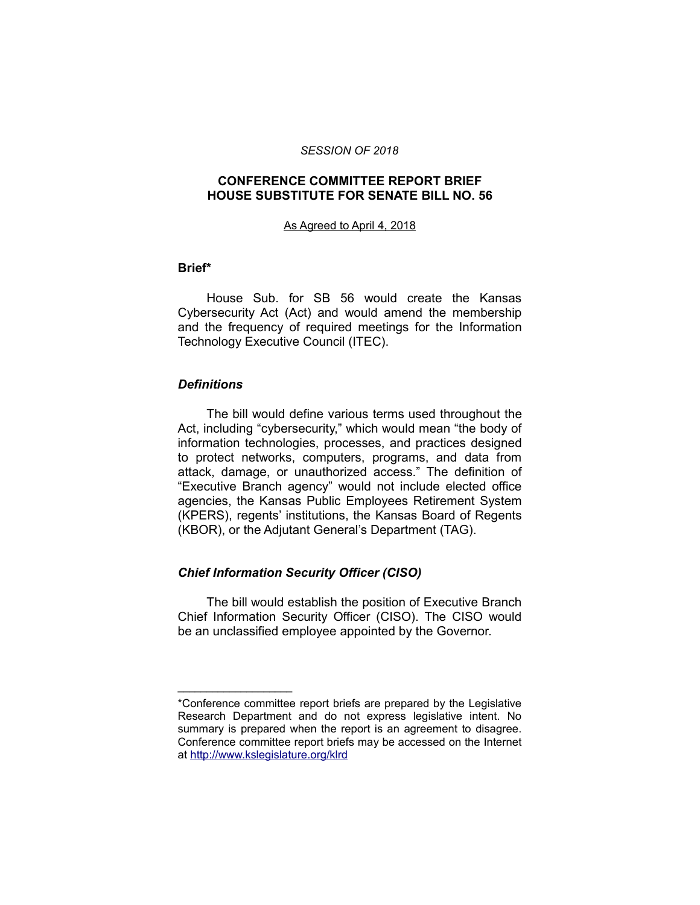*SESSION OF 2018*

# CONFERENCE COMMITTEE REPORT BRIEF
# HOUSE SUBSTITUTE FOR SENATE BILL NO. 56

As Agreed to April 4, 2018

## Brief*

House Sub. for SB 56 would create the Kansas Cybersecurity Act (Act) and would amend the membership and the frequency of required meetings for the Information Technology Executive Council (ITEC).

### *Definitions*

The bill would define various terms used throughout the Act, including "cybersecurity," which would mean "the body of information technologies, processes, and practices designed to protect networks, computers, programs, and data from attack, damage, or unauthorized access." The definition of "Executive Branch agency" would not include elected office agencies, the Kansas Public Employees Retirement System (KPERS), regents' institutions, the Kansas Board of Regents (KBOR), or the Adjutant General's Department (TAG).

### *Chief Information Security Officer (CISO)*

The bill would establish the position of Executive Branch Chief Information Security Officer (CISO). The CISO would be an unclassified employee appointed by the Governor.

---

*Conference committee report briefs are prepared by the Legislative Research Department and do not express legislative intent. No summary is prepared when the report is an agreement to disagree. Conference committee report briefs may be accessed on the Internet at http://www.kslegislature.org/klrd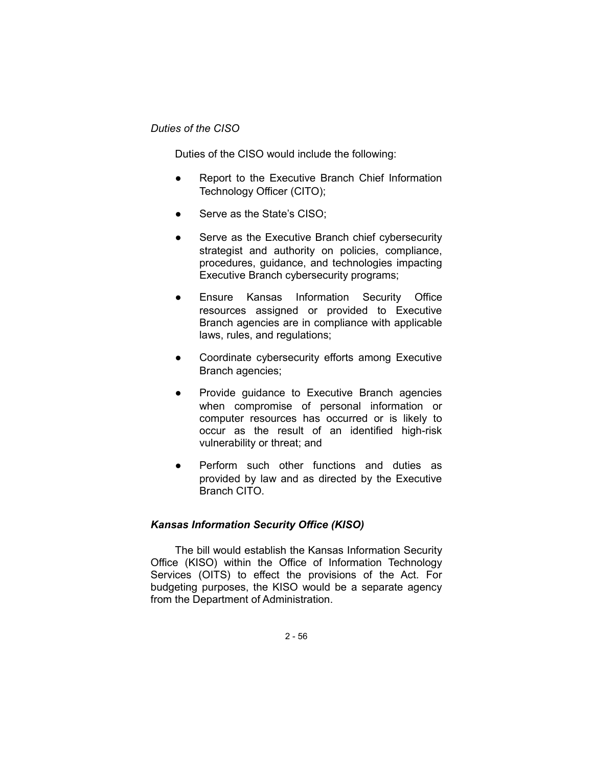*Duties of the CISO*

Duties of the CISO would include the following:

- Report to the Executive Branch Chief Information Technology Officer (CITO);
- Serve as the State's CISO;
- Serve as the Executive Branch chief cybersecurity strategist and authority on policies, compliance, procedures, guidance, and technologies impacting Executive Branch cybersecurity programs;
- Ensure Kansas Information Security Office resources assigned or provided to Executive Branch agencies are in compliance with applicable laws, rules, and regulations;
- Coordinate cybersecurity efforts among Executive Branch agencies;
- Provide guidance to Executive Branch agencies when compromise of personal information or computer resources has occurred or is likely to occur as the result of an identified high-risk vulnerability or threat; and
- Perform such other functions and duties as provided by law and as directed by the Executive Branch CITO.

***Kansas Information Security Office (KISO)***

The bill would establish the Kansas Information Security Office (KISO) within the Office of Information Technology Services (OITS) to effect the provisions of the Act. For budgeting purposes, the KISO would be a separate agency from the Department of Administration.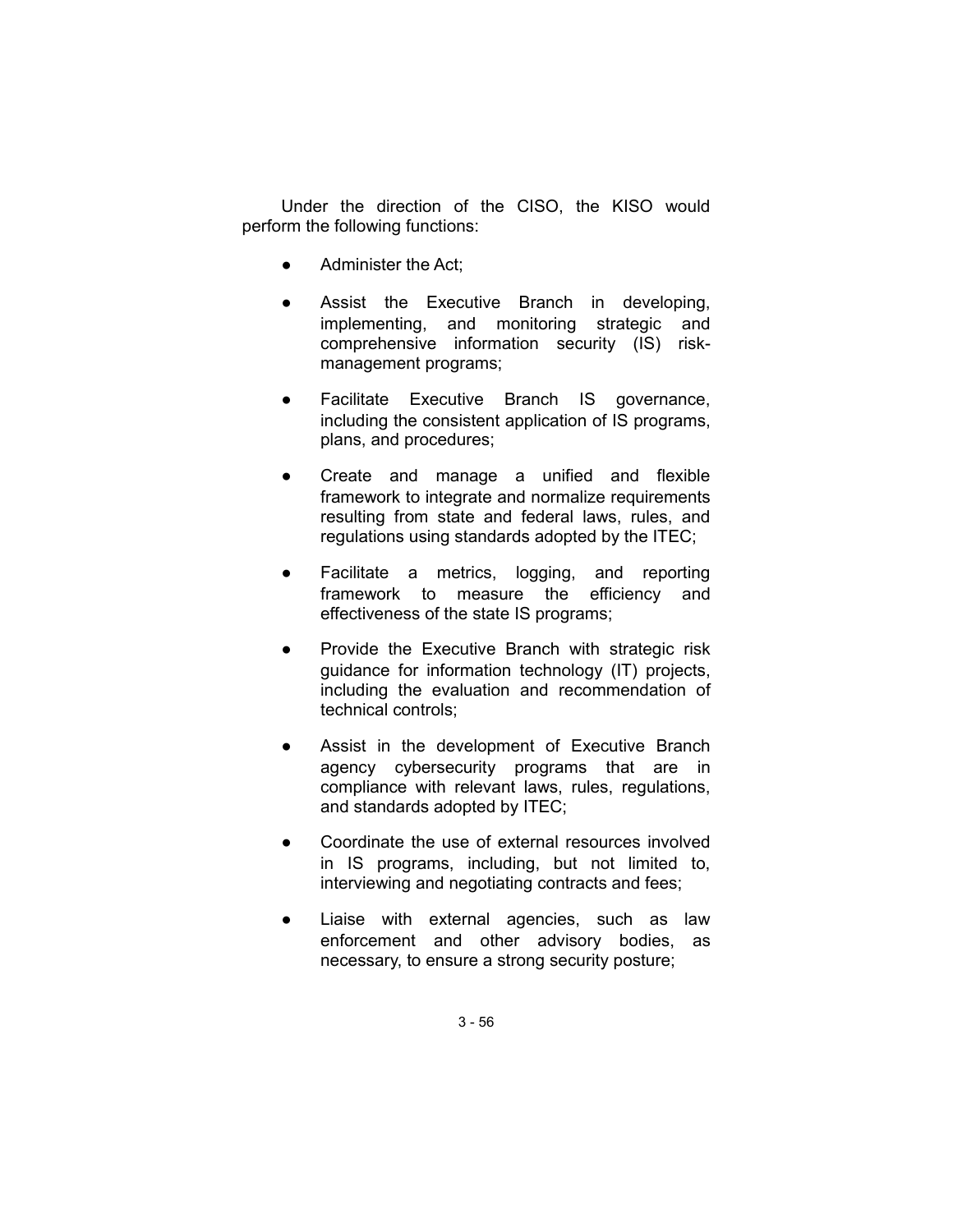Under the direction of the CISO, the KISO would perform the following functions:

- Administer the Act;
- Assist the Executive Branch in developing, implementing, and monitoring strategic and comprehensive information security (IS) risk-management programs;
- Facilitate Executive Branch IS governance, including the consistent application of IS programs, plans, and procedures;
- Create and manage a unified and flexible framework to integrate and normalize requirements resulting from state and federal laws, rules, and regulations using standards adopted by the ITEC;
- Facilitate a metrics, logging, and reporting framework to measure the efficiency and effectiveness of the state IS programs;
- Provide the Executive Branch with strategic risk guidance for information technology (IT) projects, including the evaluation and recommendation of technical controls;
- Assist in the development of Executive Branch agency cybersecurity programs that are in compliance with relevant laws, rules, regulations, and standards adopted by ITEC;
- Coordinate the use of external resources involved in IS programs, including, but not limited to, interviewing and negotiating contracts and fees;
- Liaise with external agencies, such as law enforcement and other advisory bodies, as necessary, to ensure a strong security posture;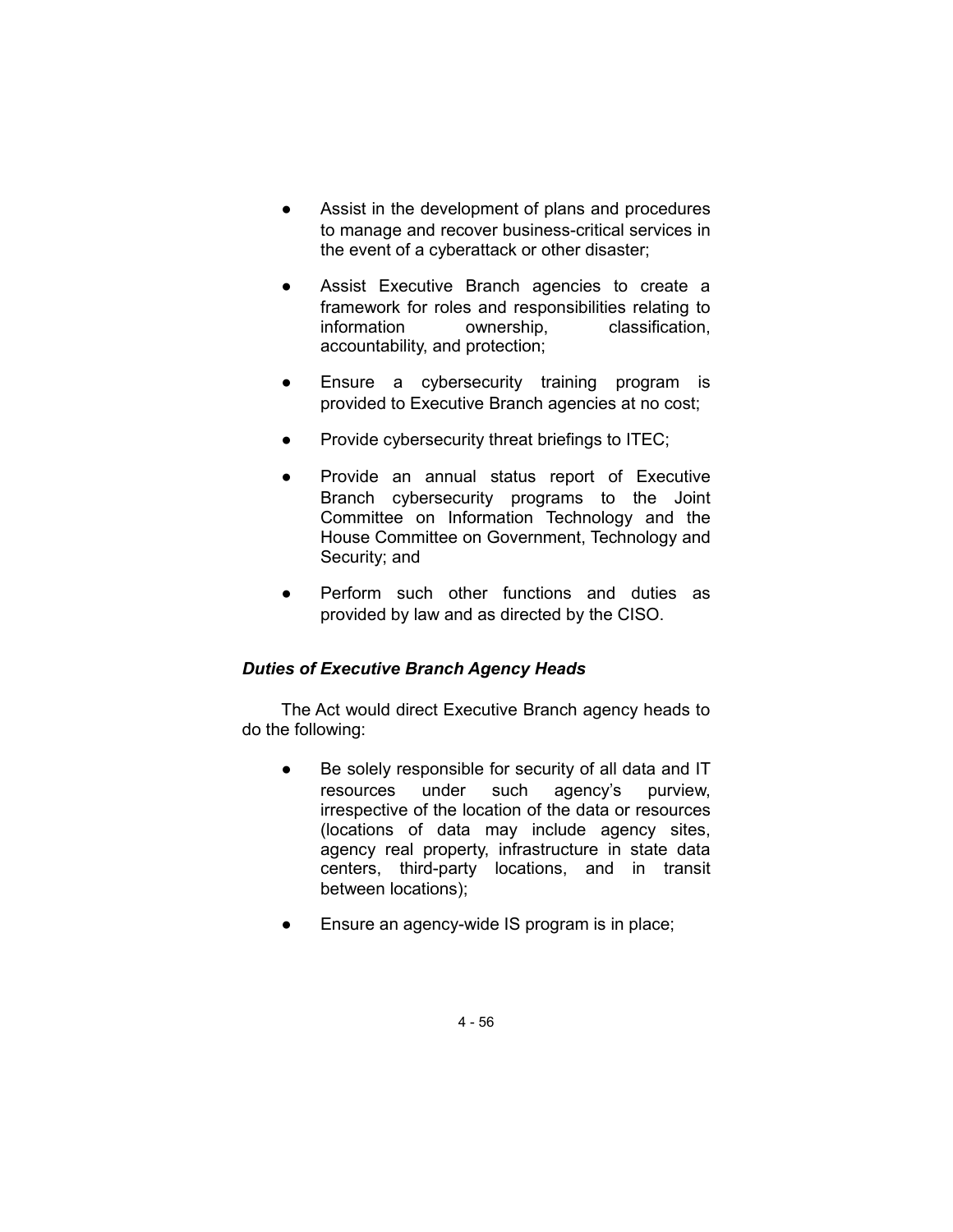- Assist in the development of plans and procedures to manage and recover business-critical services in the event of a cyberattack or other disaster;
- Assist Executive Branch agencies to create a framework for roles and responsibilities relating to information ownership, classification, accountability, and protection;
- Ensure a cybersecurity training program is provided to Executive Branch agencies at no cost;
- Provide cybersecurity threat briefings to ITEC;
- Provide an annual status report of Executive Branch cybersecurity programs to the Joint Committee on Information Technology and the House Committee on Government, Technology and Security; and
- Perform such other functions and duties as provided by law and as directed by the CISO.

***Duties of Executive Branch Agency Heads***

The Act would direct Executive Branch agency heads to do the following:

- Be solely responsible for security of all data and IT resources under such agency's purview, irrespective of the location of the data or resources (locations of data may include agency sites, agency real property, infrastructure in state data centers, third-party locations, and in transit between locations);
- Ensure an agency-wide IS program is in place;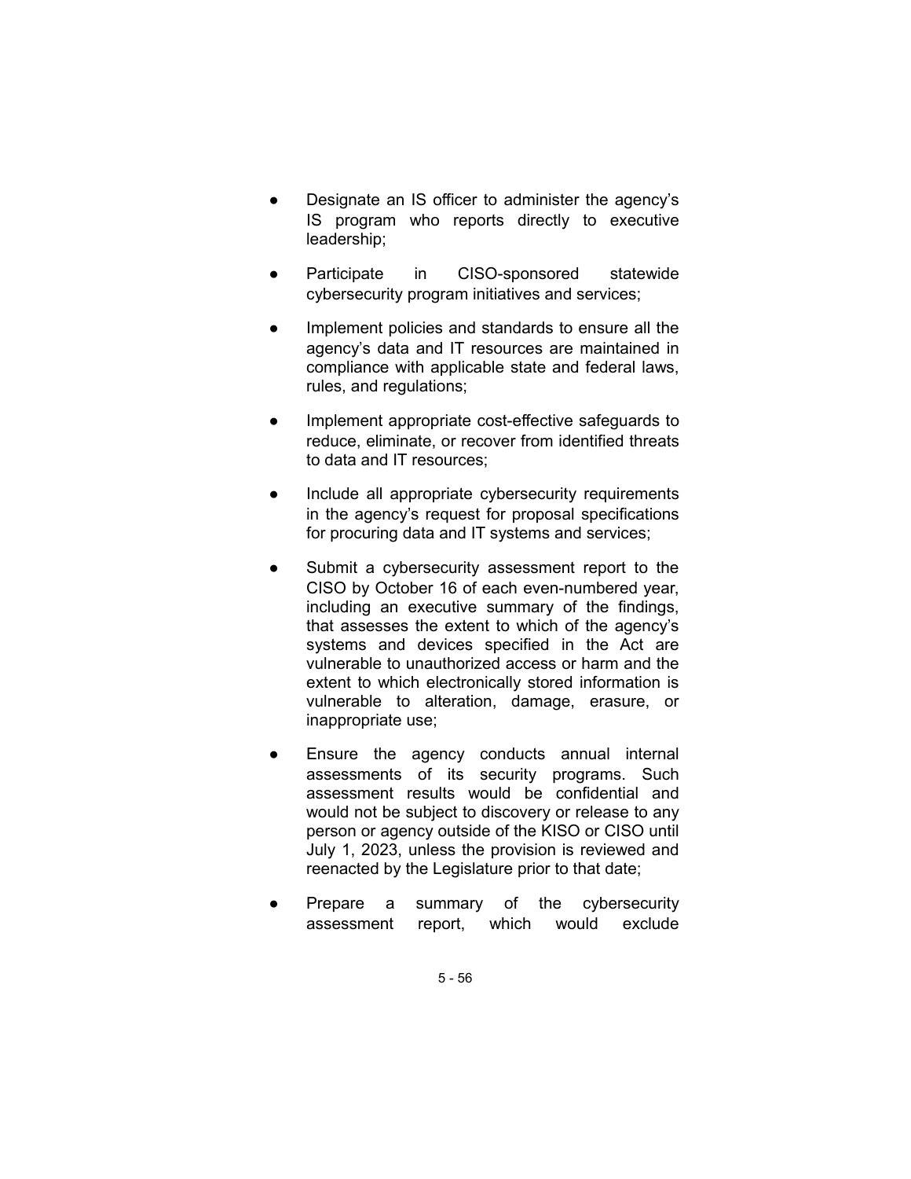- Designate an IS officer to administer the agency's IS program who reports directly to executive leadership;
- Participate in CISO-sponsored statewide cybersecurity program initiatives and services;
- Implement policies and standards to ensure all the agency's data and IT resources are maintained in compliance with applicable state and federal laws, rules, and regulations;
- Implement appropriate cost-effective safeguards to reduce, eliminate, or recover from identified threats to data and IT resources;
- Include all appropriate cybersecurity requirements in the agency's request for proposal specifications for procuring data and IT systems and services;
- Submit a cybersecurity assessment report to the CISO by October 16 of each even-numbered year, including an executive summary of the findings, that assesses the extent to which of the agency's systems and devices specified in the Act are vulnerable to unauthorized access or harm and the extent to which electronically stored information is vulnerable to alteration, damage, erasure, or inappropriate use;
- Ensure the agency conducts annual internal assessments of its security programs. Such assessment results would be confidential and would not be subject to discovery or release to any person or agency outside of the KISO or CISO until July 1, 2023, unless the provision is reviewed and reenacted by the Legislature prior to that date;
- Prepare a summary of the cybersecurity assessment report, which would exclude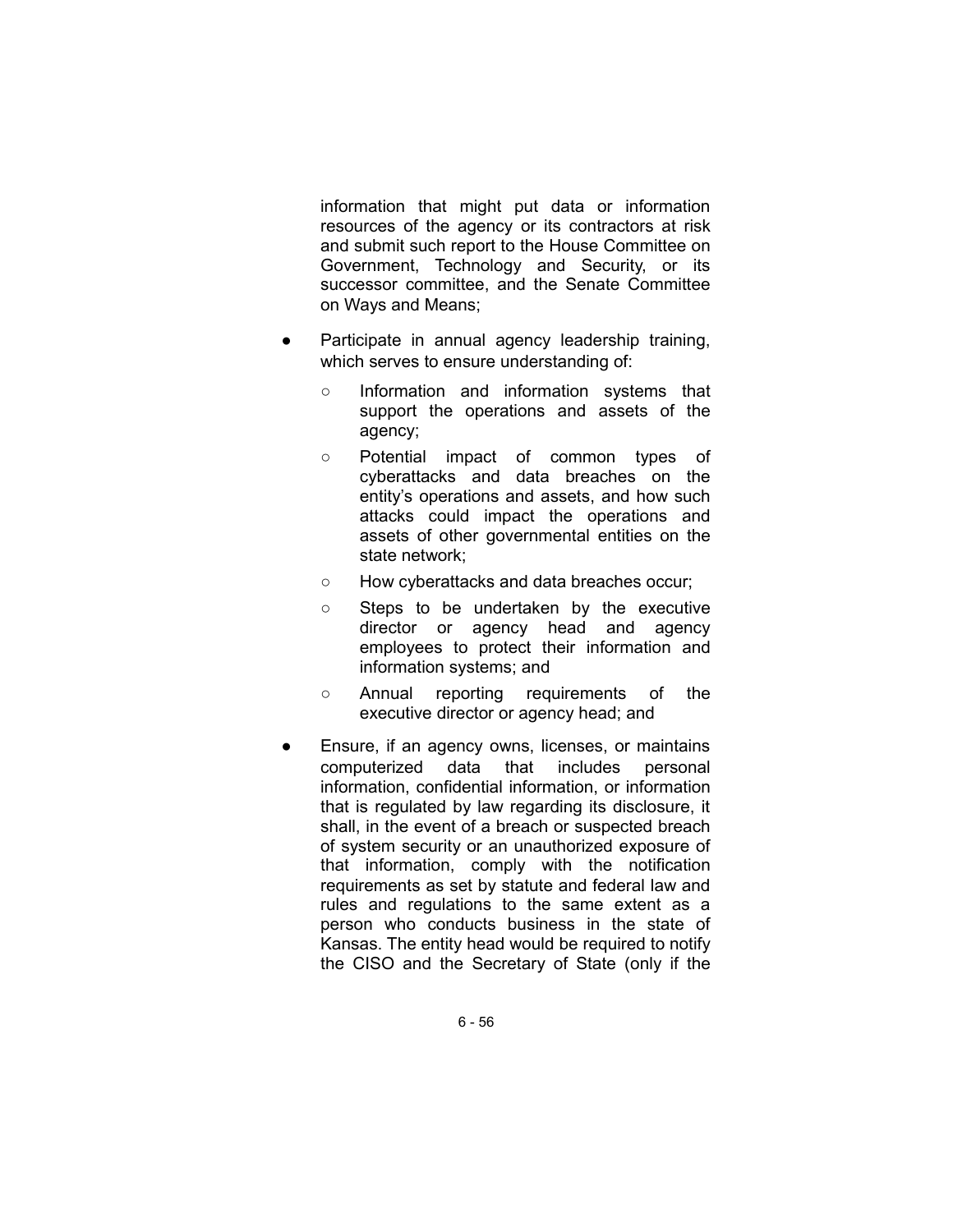information that might put data or information resources of the agency or its contractors at risk and submit such report to the House Committee on Government, Technology and Security, or its successor committee, and the Senate Committee on Ways and Means;

- Participate in annual agency leadership training, which serves to ensure understanding of:
  - Information and information systems that support the operations and assets of the agency;
  - Potential impact of common types of cyberattacks and data breaches on the entity's operations and assets, and how such attacks could impact the operations and assets of other governmental entities on the state network;
  - How cyberattacks and data breaches occur;
  - Steps to be undertaken by the executive director or agency head and agency employees to protect their information and information systems; and
  - Annual reporting requirements of the executive director or agency head; and
- Ensure, if an agency owns, licenses, or maintains computerized data that includes personal information, confidential information, or information that is regulated by law regarding its disclosure, it shall, in the event of a breach or suspected breach of system security or an unauthorized exposure of that information, comply with the notification requirements as set by statute and federal law and rules and regulations to the same extent as a person who conducts business in the state of Kansas. The entity head would be required to notify the CISO and the Secretary of State (only if the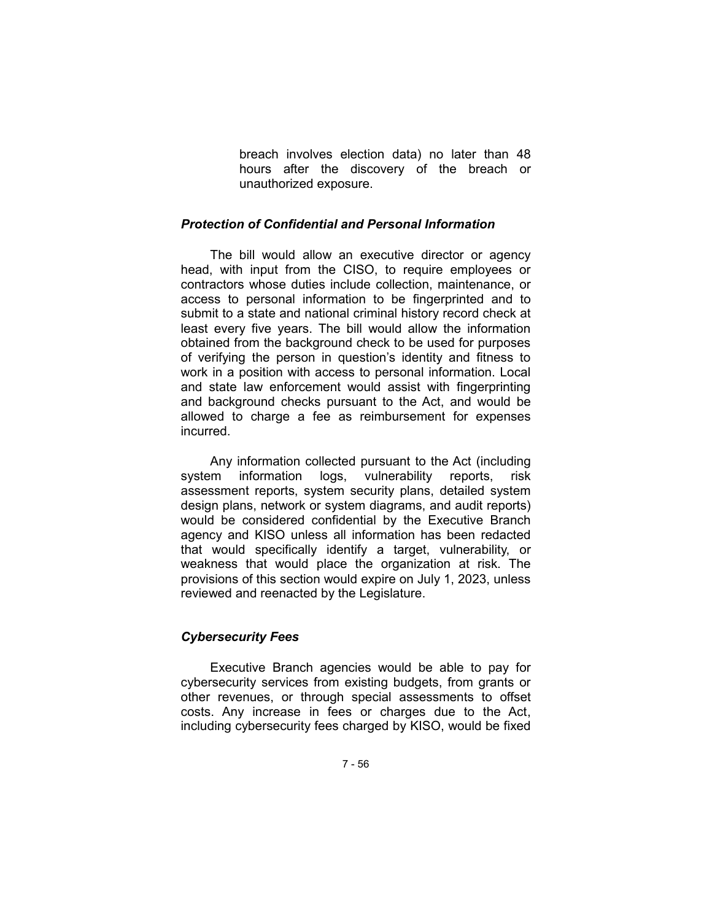breach involves election data) no later than 48 hours after the discovery of the breach or unauthorized exposure.

### *Protection of Confidential and Personal Information*

The bill would allow an executive director or agency head, with input from the CISO, to require employees or contractors whose duties include collection, maintenance, or access to personal information to be fingerprinted and to submit to a state and national criminal history record check at least every five years. The bill would allow the information obtained from the background check to be used for purposes of verifying the person in question's identity and fitness to work in a position with access to personal information. Local and state law enforcement would assist with fingerprinting and background checks pursuant to the Act, and would be allowed to charge a fee as reimbursement for expenses incurred.

Any information collected pursuant to the Act (including system information logs, vulnerability reports, risk assessment reports, system security plans, detailed system design plans, network or system diagrams, and audit reports) would be considered confidential by the Executive Branch agency and KISO unless all information has been redacted that would specifically identify a target, vulnerability, or weakness that would place the organization at risk. The provisions of this section would expire on July 1, 2023, unless reviewed and reenacted by the Legislature.

### *Cybersecurity Fees*

Executive Branch agencies would be able to pay for cybersecurity services from existing budgets, from grants or other revenues, or through special assessments to offset costs. Any increase in fees or charges due to the Act, including cybersecurity fees charged by KISO, would be fixed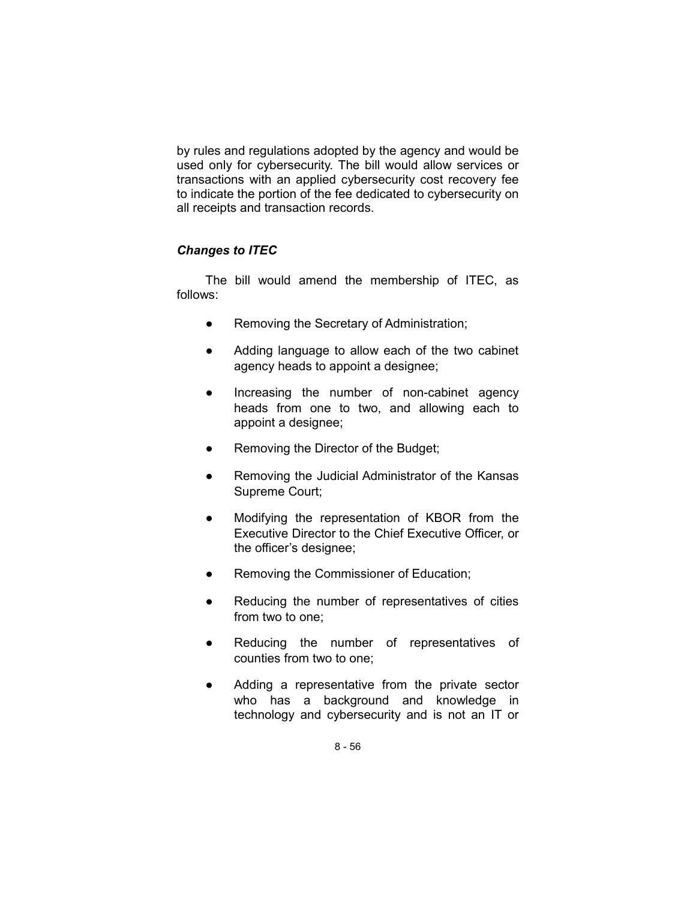by rules and regulations adopted by the agency and would be used only for cybersecurity. The bill would allow services or transactions with an applied cybersecurity cost recovery fee to indicate the portion of the fee dedicated to cybersecurity on all receipts and transaction records.

### *Changes to ITEC*

The bill would amend the membership of ITEC, as follows:

- Removing the Secretary of Administration;
- Adding language to allow each of the two cabinet agency heads to appoint a designee;
- Increasing the number of non-cabinet agency heads from one to two, and allowing each to appoint a designee;
- Removing the Director of the Budget;
- Removing the Judicial Administrator of the Kansas Supreme Court;
- Modifying the representation of KBOR from the Executive Director to the Chief Executive Officer, or the officer's designee;
- Removing the Commissioner of Education;
- Reducing the number of representatives of cities from two to one;
- Reducing the number of representatives of counties from two to one;
- Adding a representative from the private sector who has a background and knowledge in technology and cybersecurity and is not an IT or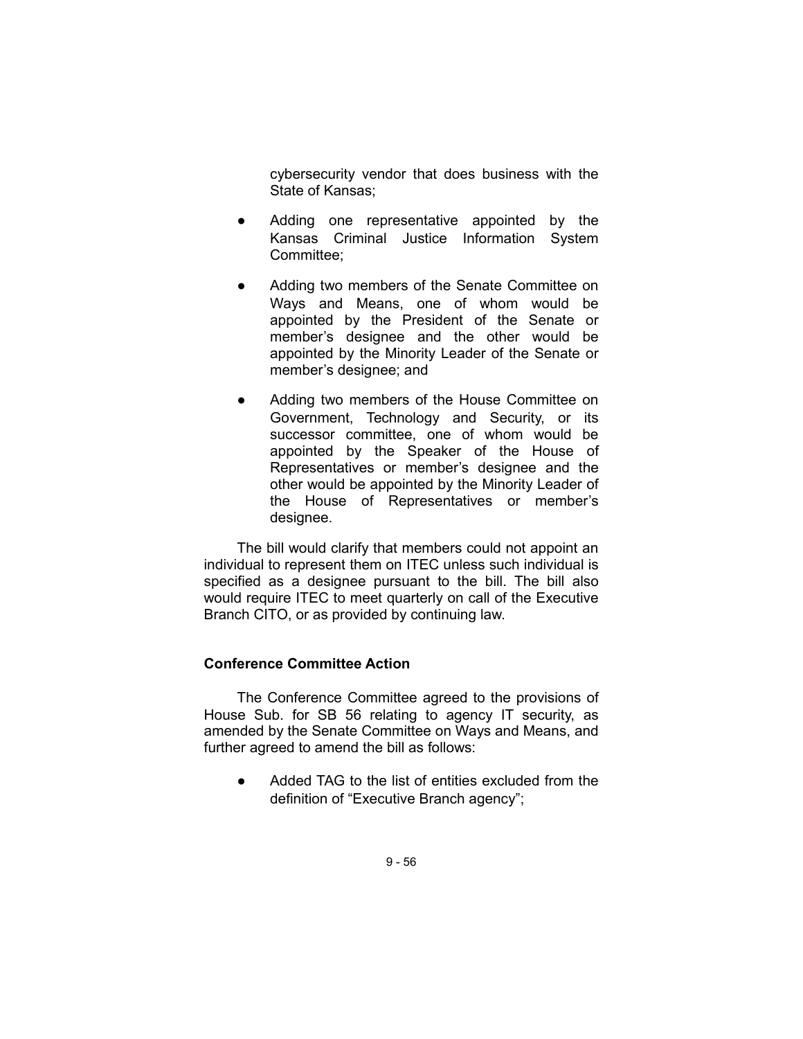cybersecurity vendor that does business with the State of Kansas;

- Adding one representative appointed by the Kansas Criminal Justice Information System Committee;
- Adding two members of the Senate Committee on Ways and Means, one of whom would be appointed by the President of the Senate or member's designee and the other would be appointed by the Minority Leader of the Senate or member's designee; and
- Adding two members of the House Committee on Government, Technology and Security, or its successor committee, one of whom would be appointed by the Speaker of the House of Representatives or member's designee and the other would be appointed by the Minority Leader of the House of Representatives or member's designee.

The bill would clarify that members could not appoint an individual to represent them on ITEC unless such individual is specified as a designee pursuant to the bill. The bill also would require ITEC to meet quarterly on call of the Executive Branch CITO, or as provided by continuing law.

**Conference Committee Action**

The Conference Committee agreed to the provisions of House Sub. for SB 56 relating to agency IT security, as amended by the Senate Committee on Ways and Means, and further agreed to amend the bill as follows:

- Added TAG to the list of entities excluded from the definition of "Executive Branch agency";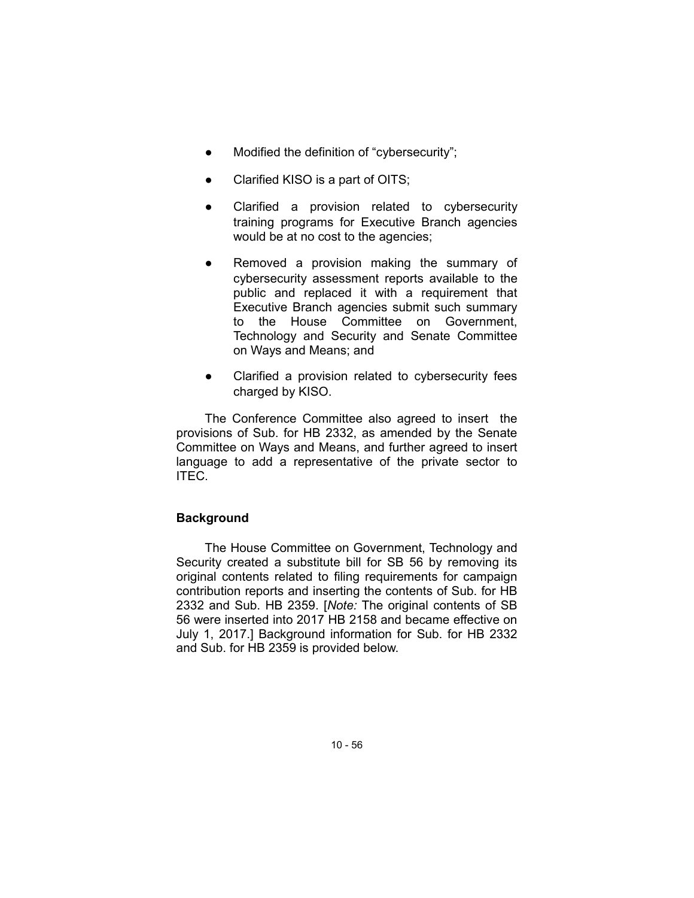- Modified the definition of "cybersecurity";
- Clarified KISO is a part of OITS;
- Clarified a provision related to cybersecurity training programs for Executive Branch agencies would be at no cost to the agencies;
- Removed a provision making the summary of cybersecurity assessment reports available to the public and replaced it with a requirement that Executive Branch agencies submit such summary to the House Committee on Government, Technology and Security and Senate Committee on Ways and Means; and
- Clarified a provision related to cybersecurity fees charged by KISO.

The Conference Committee also agreed to insert the provisions of Sub. for HB 2332, as amended by the Senate Committee on Ways and Means, and further agreed to insert language to add a representative of the private sector to ITEC.

**Background**

The House Committee on Government, Technology and Security created a substitute bill for SB 56 by removing its original contents related to filing requirements for campaign contribution reports and inserting the contents of Sub. for HB 2332 and Sub. HB 2359. [*Note:* The original contents of SB 56 were inserted into 2017 HB 2158 and became effective on July 1, 2017.] Background information for Sub. for HB 2332 and Sub. for HB 2359 is provided below.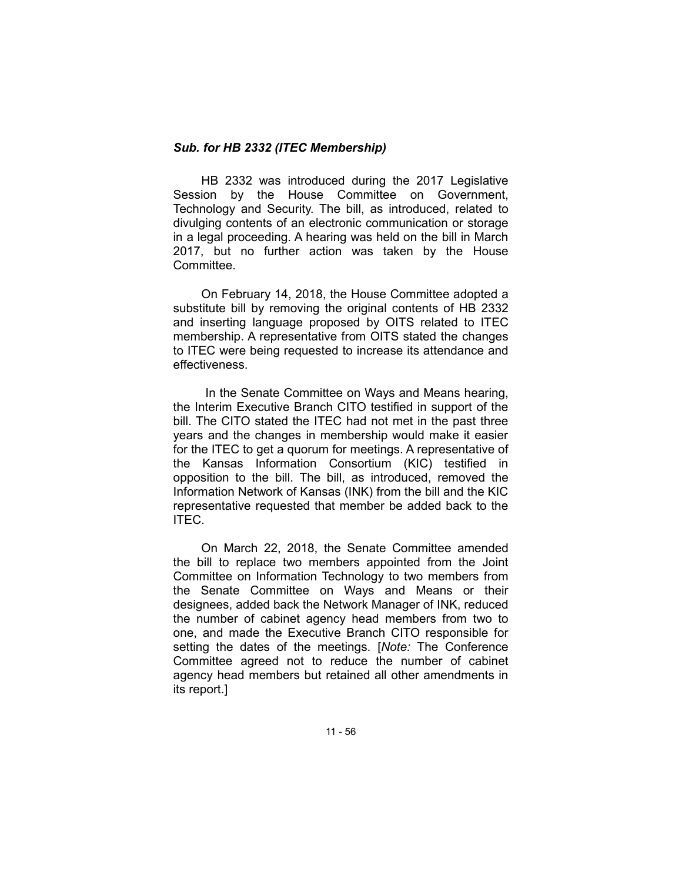### *Sub. for HB 2332 (ITEC Membership)*

HB 2332 was introduced during the 2017 Legislative Session by the House Committee on Government, Technology and Security. The bill, as introduced, related to divulging contents of an electronic communication or storage in a legal proceeding. A hearing was held on the bill in March 2017, but no further action was taken by the House Committee.

On February 14, 2018, the House Committee adopted a substitute bill by removing the original contents of HB 2332 and inserting language proposed by OITS related to ITEC membership. A representative from OITS stated the changes to ITEC were being requested to increase its attendance and effectiveness.

In the Senate Committee on Ways and Means hearing, the Interim Executive Branch CITO testified in support of the bill. The CITO stated the ITEC had not met in the past three years and the changes in membership would make it easier for the ITEC to get a quorum for meetings. A representative of the Kansas Information Consortium (KIC) testified in opposition to the bill. The bill, as introduced, removed the Information Network of Kansas (INK) from the bill and the KIC representative requested that member be added back to the ITEC.

On March 22, 2018, the Senate Committee amended the bill to replace two members appointed from the Joint Committee on Information Technology to two members from the Senate Committee on Ways and Means or their designees, added back the Network Manager of INK, reduced the number of cabinet agency head members from two to one, and made the Executive Branch CITO responsible for setting the dates of the meetings. [*Note:* The Conference Committee agreed not to reduce the number of cabinet agency head members but retained all other amendments in its report.]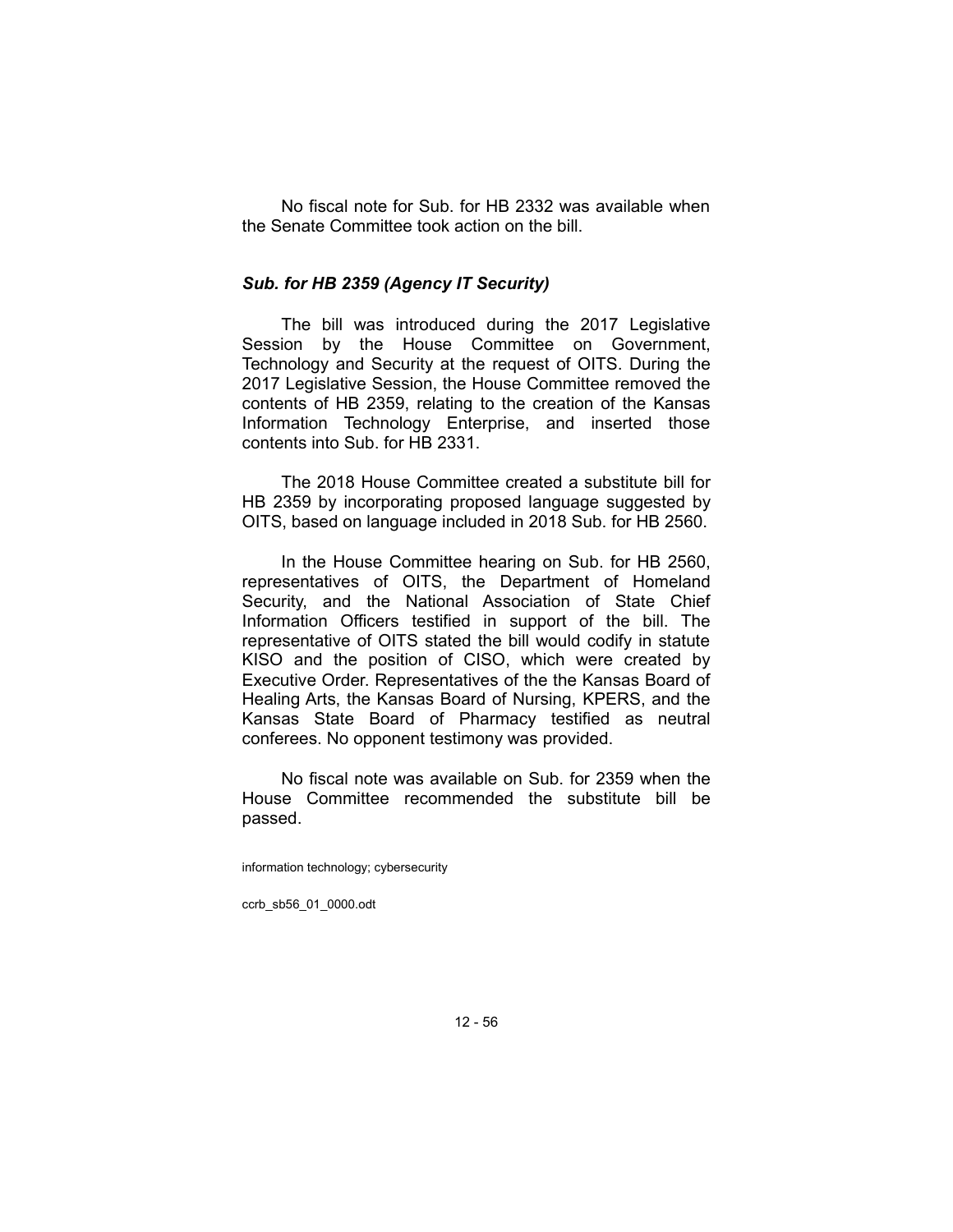No fiscal note for Sub. for HB 2332 was available when the Senate Committee took action on the bill.

### *Sub. for HB 2359 (Agency IT Security)*

The bill was introduced during the 2017 Legislative Session by the House Committee on Government, Technology and Security at the request of OITS. During the 2017 Legislative Session, the House Committee removed the contents of HB 2359, relating to the creation of the Kansas Information Technology Enterprise, and inserted those contents into Sub. for HB 2331.

The 2018 House Committee created a substitute bill for HB 2359 by incorporating proposed language suggested by OITS, based on language included in 2018 Sub. for HB 2560.

In the House Committee hearing on Sub. for HB 2560, representatives of OITS, the Department of Homeland Security, and the National Association of State Chief Information Officers testified in support of the bill. The representative of OITS stated the bill would codify in statute KISO and the position of CISO, which were created by Executive Order. Representatives of the the Kansas Board of Healing Arts, the Kansas Board of Nursing, KPERS, and the Kansas State Board of Pharmacy testified as neutral conferees. No opponent testimony was provided.

No fiscal note was available on Sub. for 2359 when the House Committee recommended the substitute bill be passed.

information technology; cybersecurity

ccrb_sb56_01_0000.odt